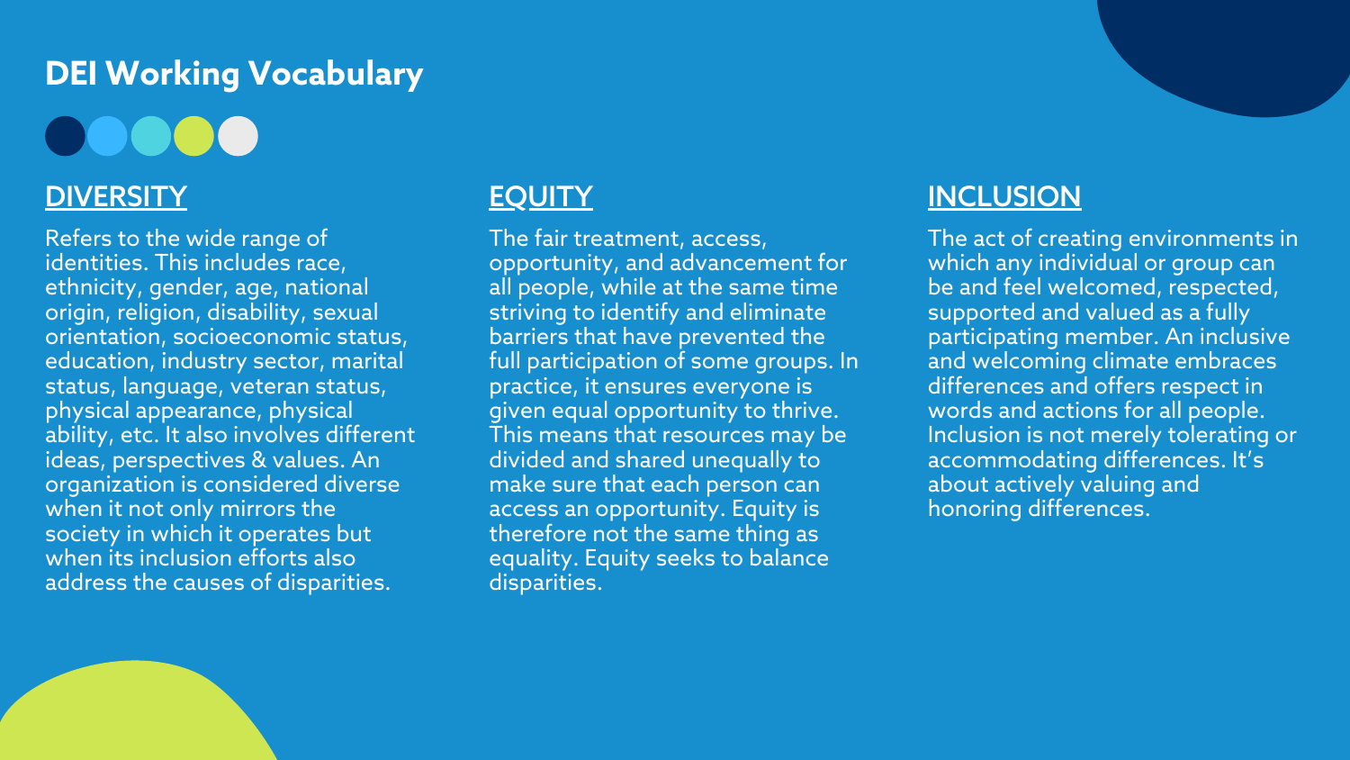# DEI Working Vocabulary

## DIVERSITY

Refers to the wide range of identities. This includes race, ethnicity, gender, age, national origin, religion, disability, sexual orientation, socioeconomic status, education, industry sector, marital status, language, veteran status, physical appearance, physical ability, etc. It also involves different ideas, perspectives & values. An organization is considered diverse when it not only mirrors the society in which it operates but when its inclusion efforts also address the causes of disparities.

## EQUITY

The fair treatment, access, opportunity, and advancement for all people, while at the same time striving to identify and eliminate barriers that have prevented the full participation of some groups. In practice, it ensures everyone is given equal opportunity to thrive. This means that resources may be divided and shared unequally to make sure that each person can access an opportunity. Equity is therefore not the same thing as equality. Equity seeks to balance disparities.

## INCLUSION

The act of creating environments in which any individual or group can be and feel welcomed, respected, supported and valued as a fully participating member. An inclusive and welcoming climate embraces differences and offers respect in words and actions for all people. Inclusion is not merely tolerating or accommodating differences. It's about actively valuing and honoring differences.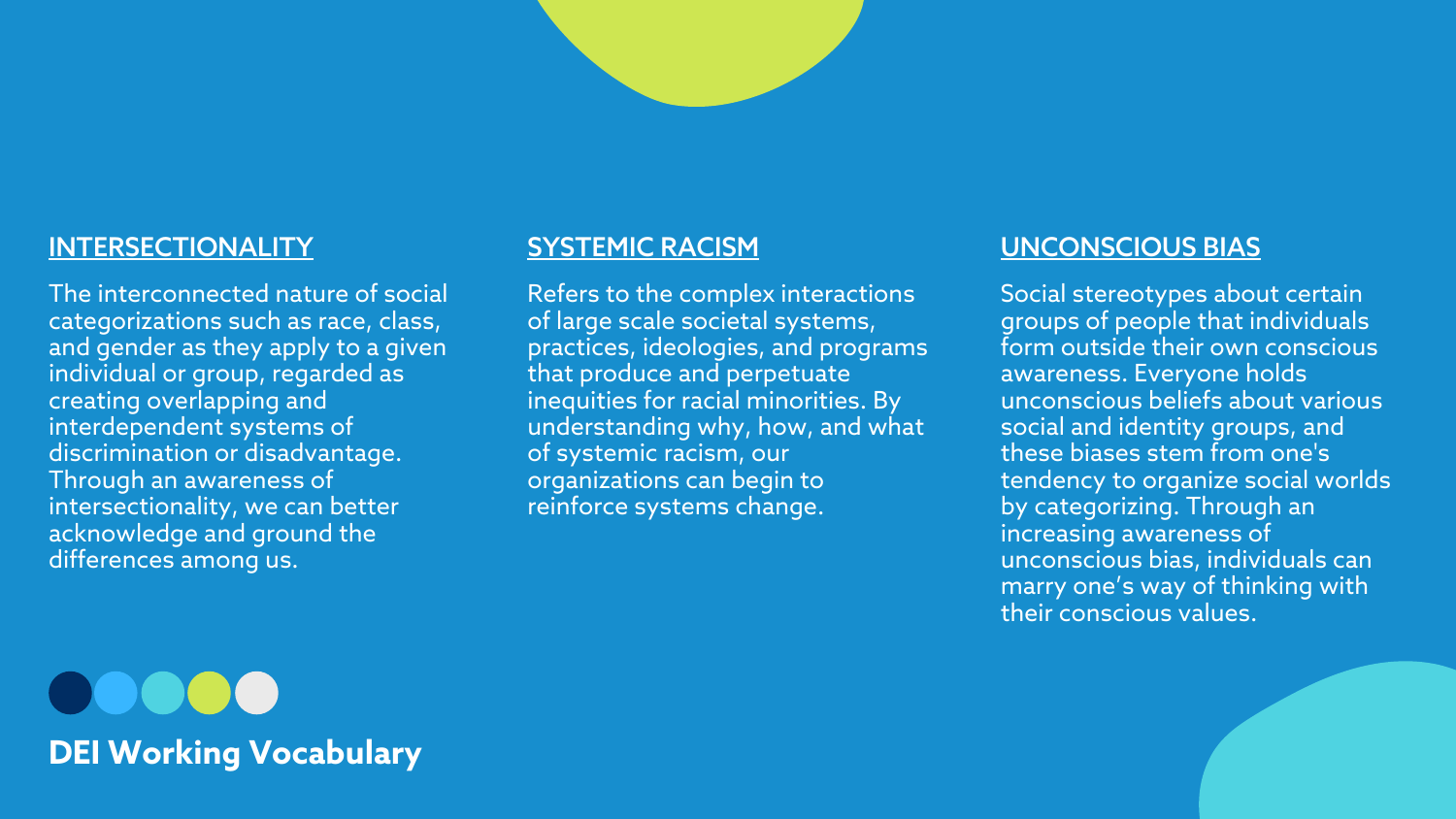## INTERSECTIONALITY

The interconnected nature of social categorizations such as race, class, and gender as they apply to a given individual or group, regarded as creating overlapping and interdependent systems of discrimination or disadvantage. Through an awareness of intersectionality, we can better acknowledge and ground the differences among us.

## SYSTEMIC RACISM

Refers to the complex interactions of large scale societal systems, practices, ideologies, and programs that produce and perpetuate inequities for racial minorities. By understanding why, how, and what of systemic racism, our organizations can begin to reinforce systems change.

## UNCONSCIOUS BIAS

Social stereotypes about certain groups of people that individuals form outside their own conscious awareness. Everyone holds unconscious beliefs about various social and identity groups, and these biases stem from one's tendency to organize social worlds by categorizing. Through an increasing awareness of unconscious bias, individuals can marry one's way of thinking with their conscious values.

**DEI Working Vocabulary**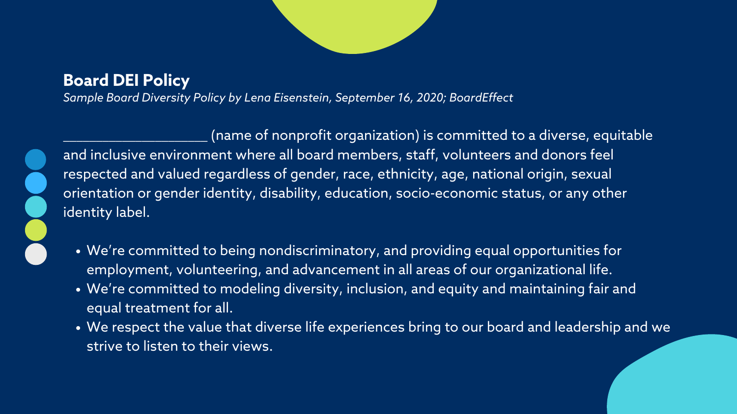## Board DEI Policy

*Sample Board Diversity Policy by Lena Eisenstein, September 16, 2020; BoardEffect*

___________________ (name of nonprofit organization) is committed to a diverse, equitable and inclusive environment where all board members, staff, volunteers and donors feel respected and valued regardless of gender, race, ethnicity, age, national origin, sexual orientation or gender identity, disability, education, socio-economic status, or any other identity label.

- We're committed to being nondiscriminatory, and providing equal opportunities for employment, volunteering, and advancement in all areas of our organizational life.
- We're committed to modeling diversity, inclusion, and equity and maintaining fair and equal treatment for all.
- We respect the value that diverse life experiences bring to our board and leadership and we strive to listen to their views.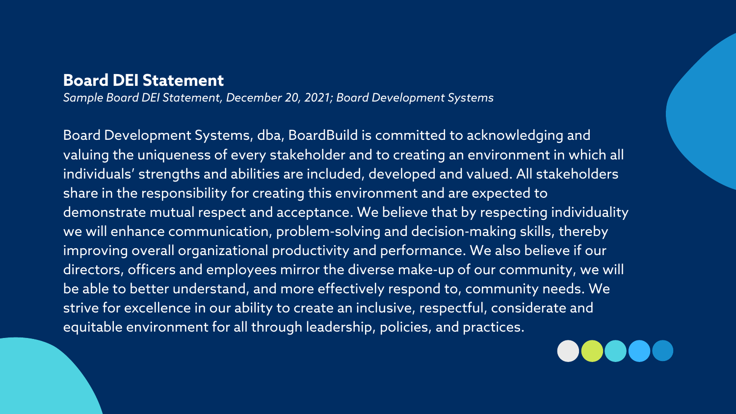## Board DEI Statement

*Sample Board DEI Statement, December 20, 2021; Board Development Systems*

Board Development Systems, dba, BoardBuild is committed to acknowledging and valuing the uniqueness of every stakeholder and to creating an environment in which all individuals' strengths and abilities are included, developed and valued. All stakeholders share in the responsibility for creating this environment and are expected to demonstrate mutual respect and acceptance. We believe that by respecting individuality we will enhance communication, problem-solving and decision-making skills, thereby improving overall organizational productivity and performance. We also believe if our directors, officers and employees mirror the diverse make-up of our community, we will be able to better understand, and more effectively respond to, community needs. We strive for excellence in our ability to create an inclusive, respectful, considerate and equitable environment for all through leadership, policies, and practices.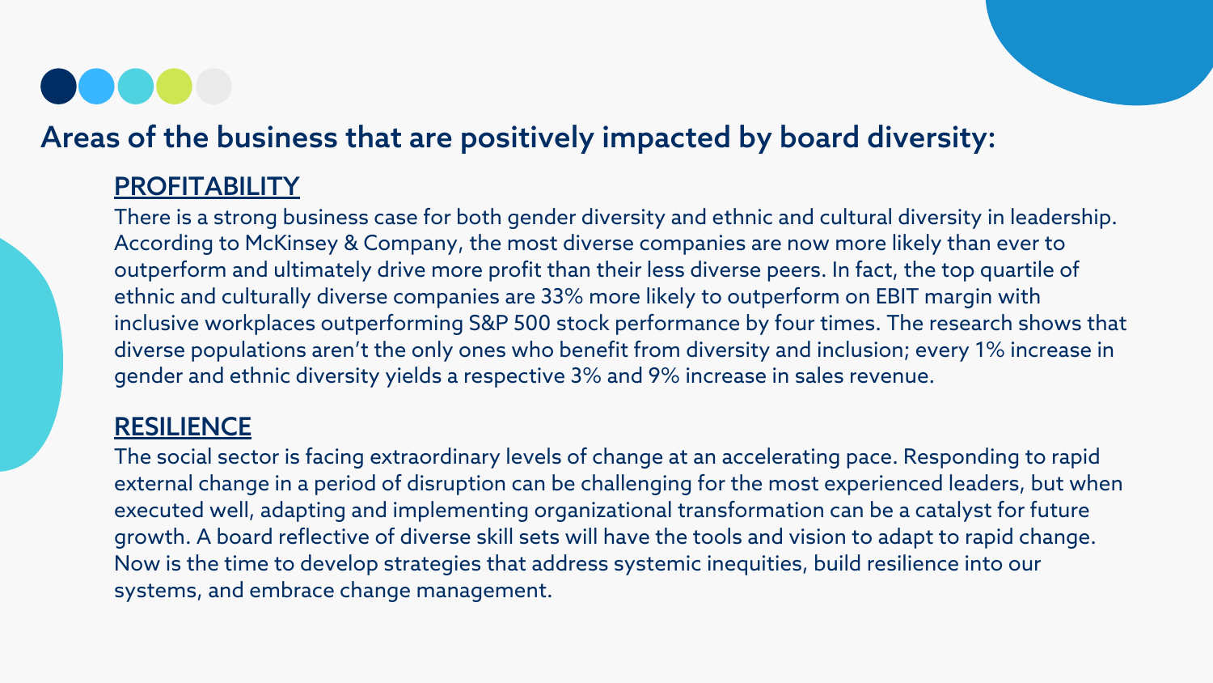## Areas of the business that are positively impacted by board diversity:

### PROFITABILITY

There is a strong business case for both gender diversity and ethnic and cultural diversity in leadership. According to McKinsey & Company, the most diverse companies are now more likely than ever to outperform and ultimately drive more profit than their less diverse peers. In fact, the top quartile of ethnic and culturally diverse companies are 33% more likely to outperform on EBIT margin with inclusive workplaces outperforming S&P 500 stock performance by four times. The research shows that diverse populations aren't the only ones who benefit from diversity and inclusion; every 1% increase in gender and ethnic diversity yields a respective 3% and 9% increase in sales revenue.

### RESILIENCE

The social sector is facing extraordinary levels of change at an accelerating pace. Responding to rapid external change in a period of disruption can be challenging for the most experienced leaders, but when executed well, adapting and implementing organizational transformation can be a catalyst for future growth. A board reflective of diverse skill sets will have the tools and vision to adapt to rapid change. Now is the time to develop strategies that address systemic inequities, build resilience into our systems, and embrace change management.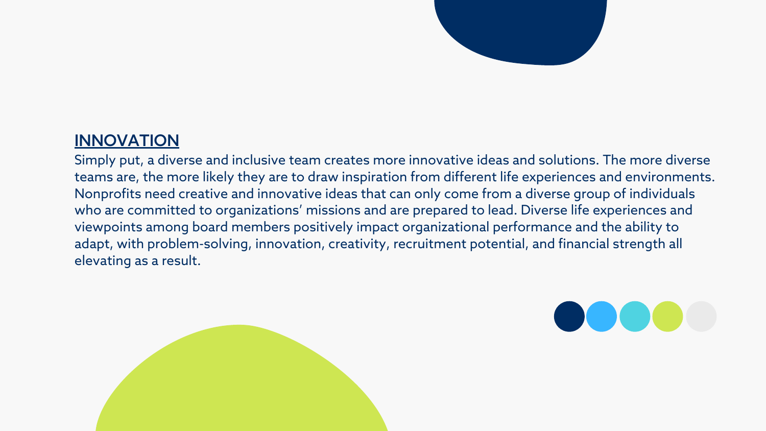## INNOVATION

Simply put, a diverse and inclusive team creates more innovative ideas and solutions. The more diverse teams are, the more likely they are to draw inspiration from different life experiences and environments. Nonprofits need creative and innovative ideas that can only come from a diverse group of individuals who are committed to organizations' missions and are prepared to lead. Diverse life experiences and viewpoints among board members positively impact organizational performance and the ability to adapt, with problem-solving, innovation, creativity, recruitment potential, and financial strength all elevating as a result.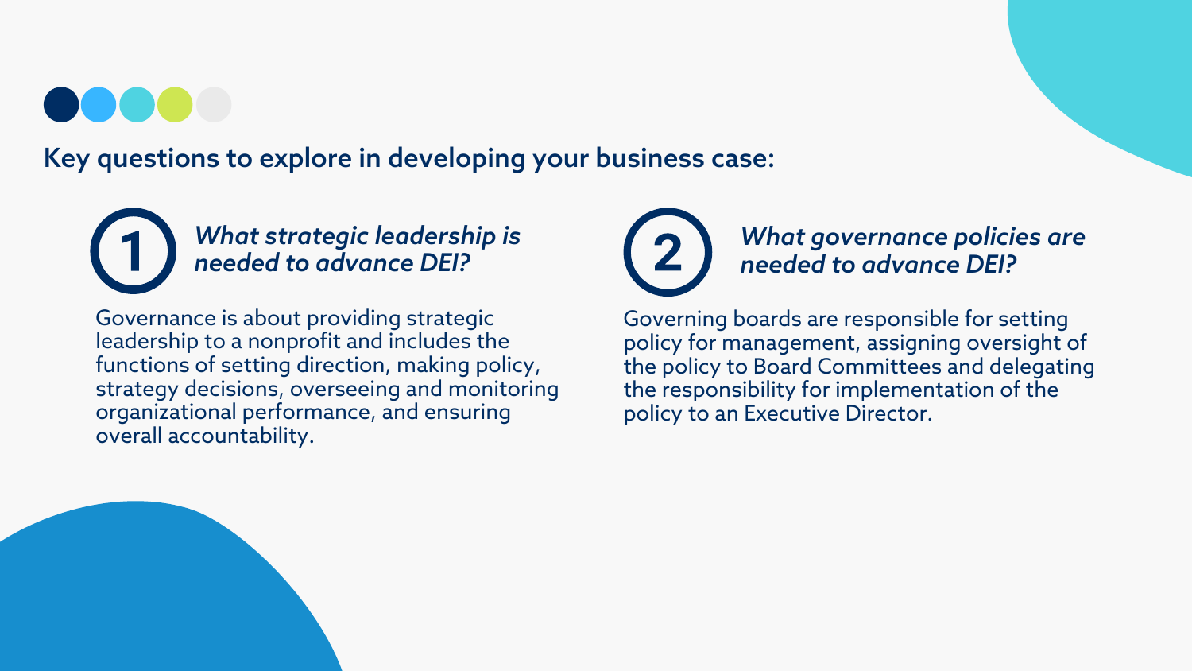## Key questions to explore in developing your business case:

### 1 *What strategic leadership is needed to advance DEI?*

Governance is about providing strategic leadership to a nonprofit and includes the functions of setting direction, making policy, strategy decisions, overseeing and monitoring organizational performance, and ensuring overall accountability.

### 2 *What governance policies are needed to advance DEI?*

Governing boards are responsible for setting policy for management, assigning oversight of the policy to Board Committees and delegating the responsibility for implementation of the policy to an Executive Director.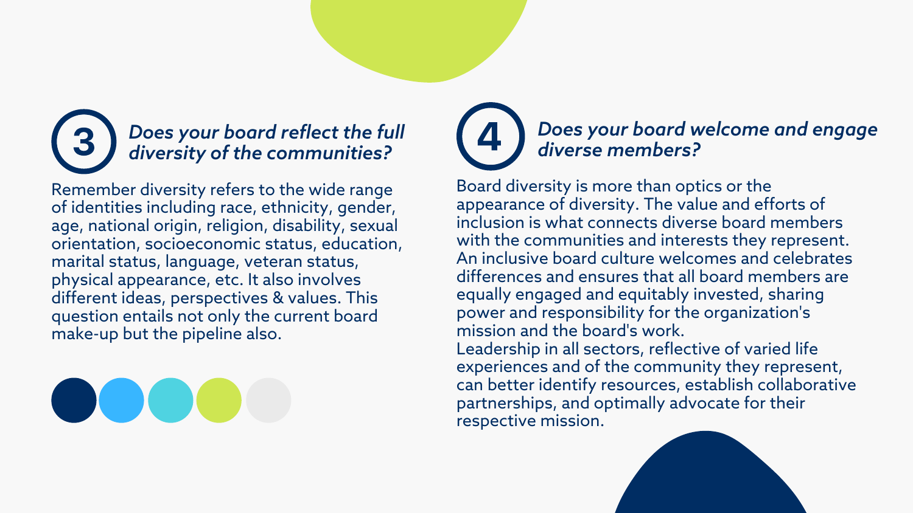## 3 *Does your board reflect the full diversity of the communities?*

Remember diversity refers to the wide range of identities including race, ethnicity, gender, age, national origin, religion, disability, sexual orientation, socioeconomic status, education, marital status, language, veteran status, physical appearance, etc. It also involves different ideas, perspectives & values. This question entails not only the current board make-up but the pipeline also.

## 4 *Does your board welcome and engage diverse members?*

Board diversity is more than optics or the appearance of diversity. The value and efforts of inclusion is what connects diverse board members with the communities and interests they represent. An inclusive board culture welcomes and celebrates differences and ensures that all board members are equally engaged and equitably invested, sharing power and responsibility for the organization's mission and the board's work.

Leadership in all sectors, reflective of varied life experiences and of the community they represent, can better identify resources, establish collaborative partnerships, and optimally advocate for their respective mission.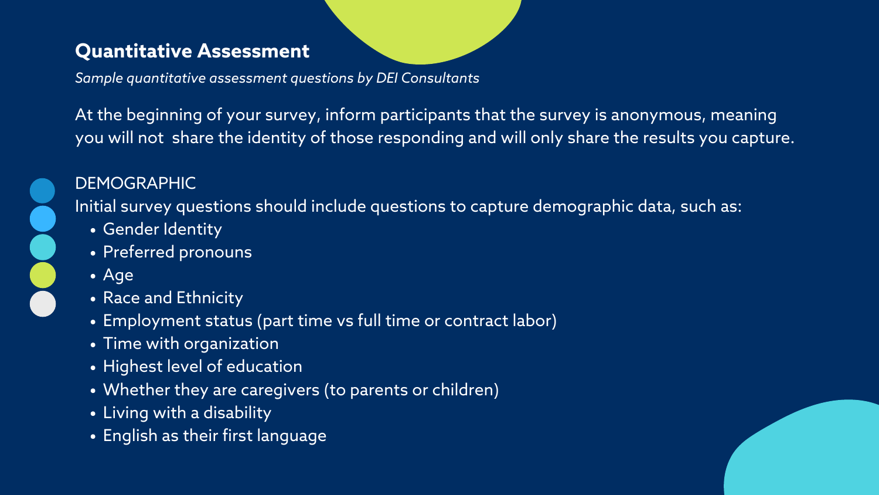## Quantitative Assessment

*Sample quantitative assessment questions by DEI Consultants*

At the beginning of your survey, inform participants that the survey is anonymous, meaning you will not  share the identity of those responding and will only share the results you capture.

DEMOGRAPHIC

Initial survey questions should include questions to capture demographic data, such as:

- Gender Identity
- Preferred pronouns
- Age
- Race and Ethnicity
- Employment status (part time vs full time or contract labor)
- Time with organization
- Highest level of education
- Whether they are caregivers (to parents or children)
- Living with a disability
- English as their first language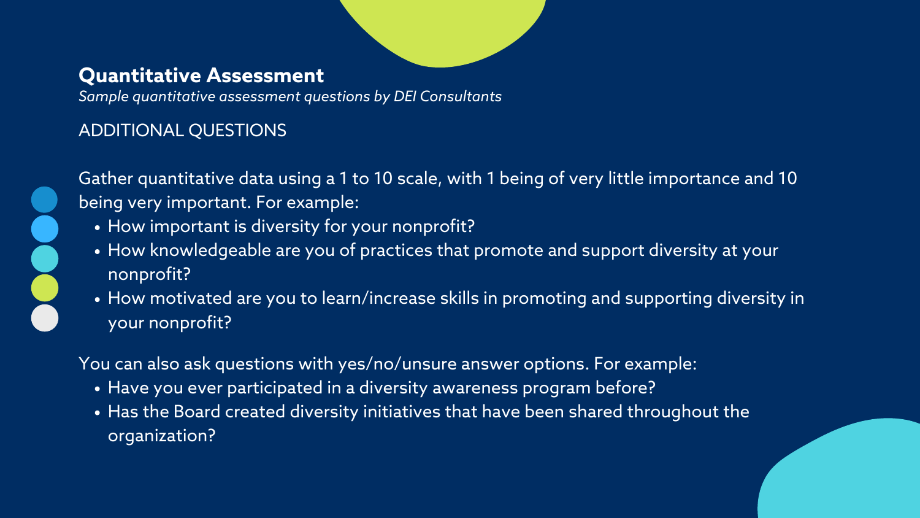## Quantitative Assessment

*Sample quantitative assessment questions by DEI Consultants*

ADDITIONAL QUESTIONS

Gather quantitative data using a 1 to 10 scale, with 1 being of very little importance and 10 being very important. For example:

- How important is diversity for your nonprofit?
- How knowledgeable are you of practices that promote and support diversity at your nonprofit?
- How motivated are you to learn/increase skills in promoting and supporting diversity in your nonprofit?

You can also ask questions with yes/no/unsure answer options. For example:

- Have you ever participated in a diversity awareness program before?
- Has the Board created diversity initiatives that have been shared throughout the organization?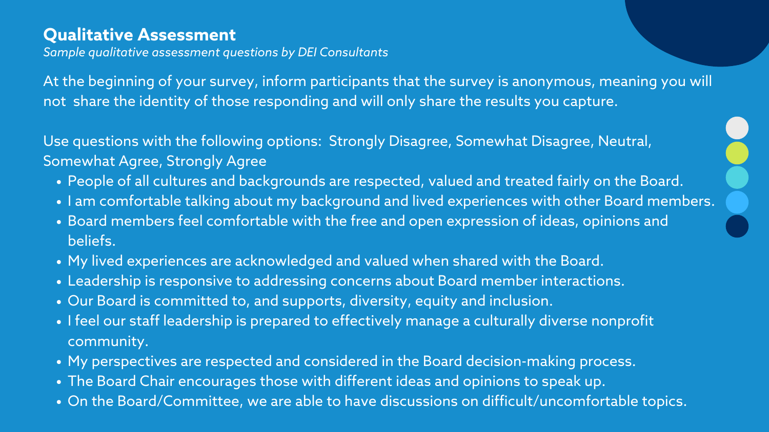## Qualitative Assessment

*Sample qualitative assessment questions by DEI Consultants*

At the beginning of your survey, inform participants that the survey is anonymous, meaning you will not share the identity of those responding and will only share the results you capture.

Use questions with the following options: Strongly Disagree, Somewhat Disagree, Neutral, Somewhat Agree, Strongly Agree

- People of all cultures and backgrounds are respected, valued and treated fairly on the Board.
- I am comfortable talking about my background and lived experiences with other Board members.
- Board members feel comfortable with the free and open expression of ideas, opinions and beliefs.
- My lived experiences are acknowledged and valued when shared with the Board.
- Leadership is responsive to addressing concerns about Board member interactions.
- Our Board is committed to, and supports, diversity, equity and inclusion.
- I feel our staff leadership is prepared to effectively manage a culturally diverse nonprofit community.
- My perspectives are respected and considered in the Board decision-making process.
- The Board Chair encourages those with different ideas and opinions to speak up.
- On the Board/Committee, we are able to have discussions on difficult/uncomfortable topics.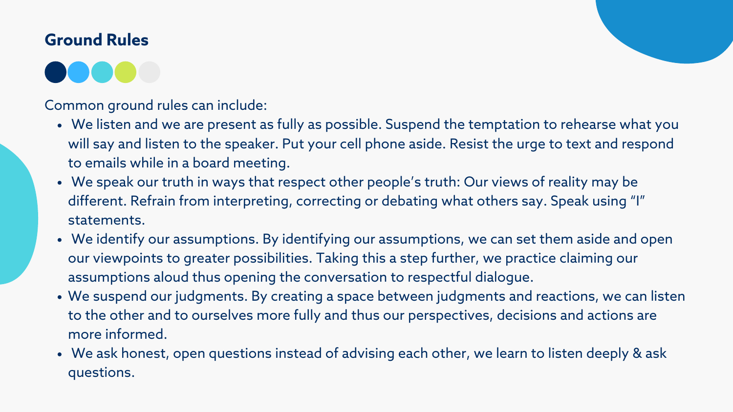## Ground Rules

Common ground rules can include:

- We listen and we are present as fully as possible. Suspend the temptation to rehearse what you will say and listen to the speaker. Put your cell phone aside. Resist the urge to text and respond to emails while in a board meeting.
- We speak our truth in ways that respect other people's truth: Our views of reality may be different. Refrain from interpreting, correcting or debating what others say. Speak using "I" statements.
- We identify our assumptions. By identifying our assumptions, we can set them aside and open our viewpoints to greater possibilities. Taking this a step further, we practice claiming our assumptions aloud thus opening the conversation to respectful dialogue.
- We suspend our judgments. By creating a space between judgments and reactions, we can listen to the other and to ourselves more fully and thus our perspectives, decisions and actions are more informed.
- We ask honest, open questions instead of advising each other, we learn to listen deeply & ask questions.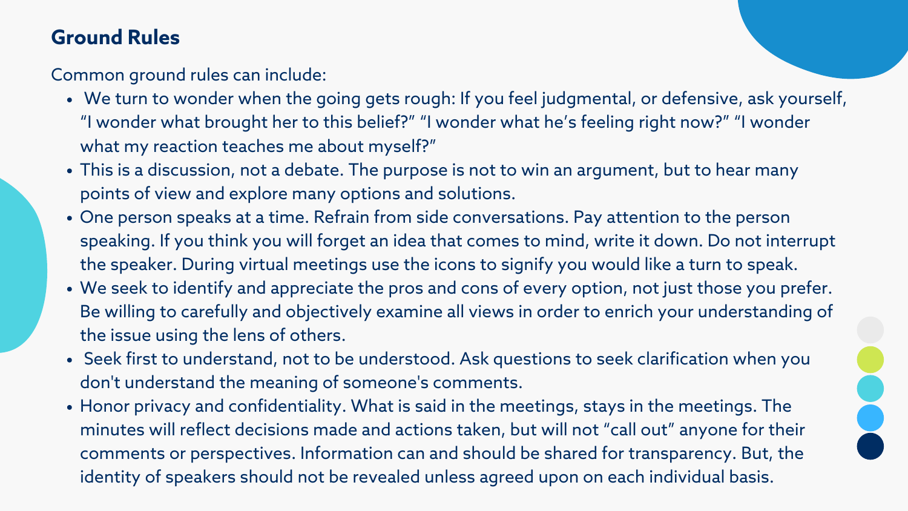## Ground Rules

Common ground rules can include:

- We turn to wonder when the going gets rough: If you feel judgmental, or defensive, ask yourself, “I wonder what brought her to this belief?” “I wonder what he’s feeling right now?” “I wonder what my reaction teaches me about myself?”
- This is a discussion, not a debate. The purpose is not to win an argument, but to hear many points of view and explore many options and solutions.
- One person speaks at a time. Refrain from side conversations. Pay attention to the person speaking. If you think you will forget an idea that comes to mind, write it down. Do not interrupt the speaker. During virtual meetings use the icons to signify you would like a turn to speak.
- We seek to identify and appreciate the pros and cons of every option, not just those you prefer. Be willing to carefully and objectively examine all views in order to enrich your understanding of the issue using the lens of others.
- Seek first to understand, not to be understood. Ask questions to seek clarification when you don't understand the meaning of someone's comments.
- Honor privacy and confidentiality. What is said in the meetings, stays in the meetings. The minutes will reflect decisions made and actions taken, but will not “call out” anyone for their comments or perspectives. Information can and should be shared for transparency. But, the identity of speakers should not be revealed unless agreed upon on each individual basis.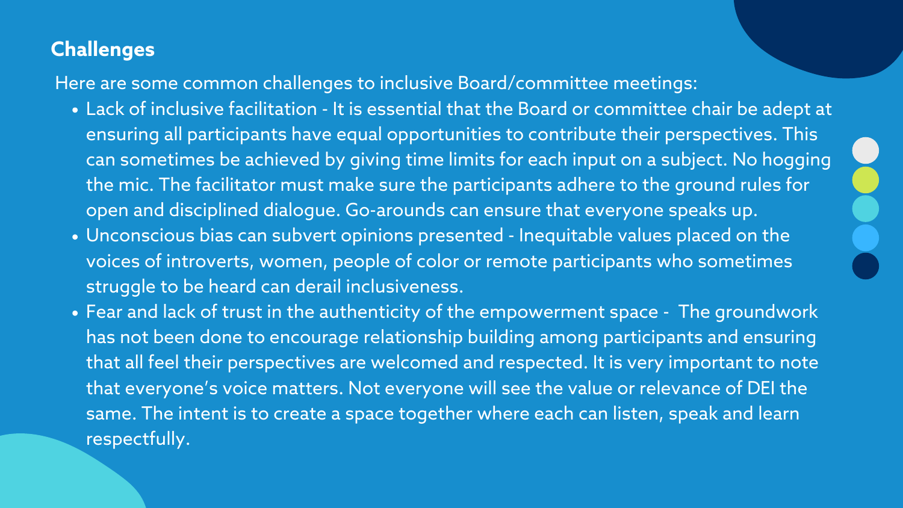## Challenges

Here are some common challenges to inclusive Board/committee meetings:

- Lack of inclusive facilitation - It is essential that the Board or committee chair be adept at ensuring all participants have equal opportunities to contribute their perspectives. This can sometimes be achieved by giving time limits for each input on a subject. No hogging the mic. The facilitator must make sure the participants adhere to the ground rules for open and disciplined dialogue. Go-arounds can ensure that everyone speaks up.
- Unconscious bias can subvert opinions presented - Inequitable values placed on the voices of introverts, women, people of color or remote participants who sometimes struggle to be heard can derail inclusiveness.
- Fear and lack of trust in the authenticity of the empowerment space - The groundwork has not been done to encourage relationship building among participants and ensuring that all feel their perspectives are welcomed and respected. It is very important to note that everyone's voice matters. Not everyone will see the value or relevance of DEI the same. The intent is to create a space together where each can listen, speak and learn respectfully.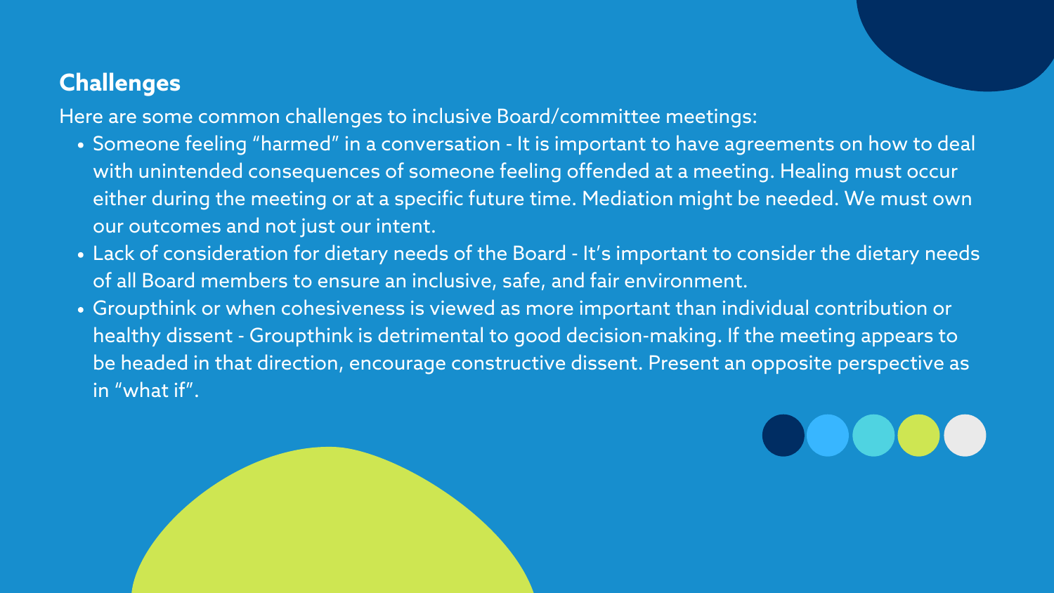## Challenges

Here are some common challenges to inclusive Board/committee meetings:

- Someone feeling “harmed” in a conversation - It is important to have agreements on how to deal with unintended consequences of someone feeling offended at a meeting. Healing must occur either during the meeting or at a specific future time. Mediation might be needed. We must own our outcomes and not just our intent.
- Lack of consideration for dietary needs of the Board - It’s important to consider the dietary needs of all Board members to ensure an inclusive, safe, and fair environment.
- Groupthink or when cohesiveness is viewed as more important than individual contribution or healthy dissent - Groupthink is detrimental to good decision-making. If the meeting appears to be headed in that direction, encourage constructive dissent. Present an opposite perspective as in “what if”.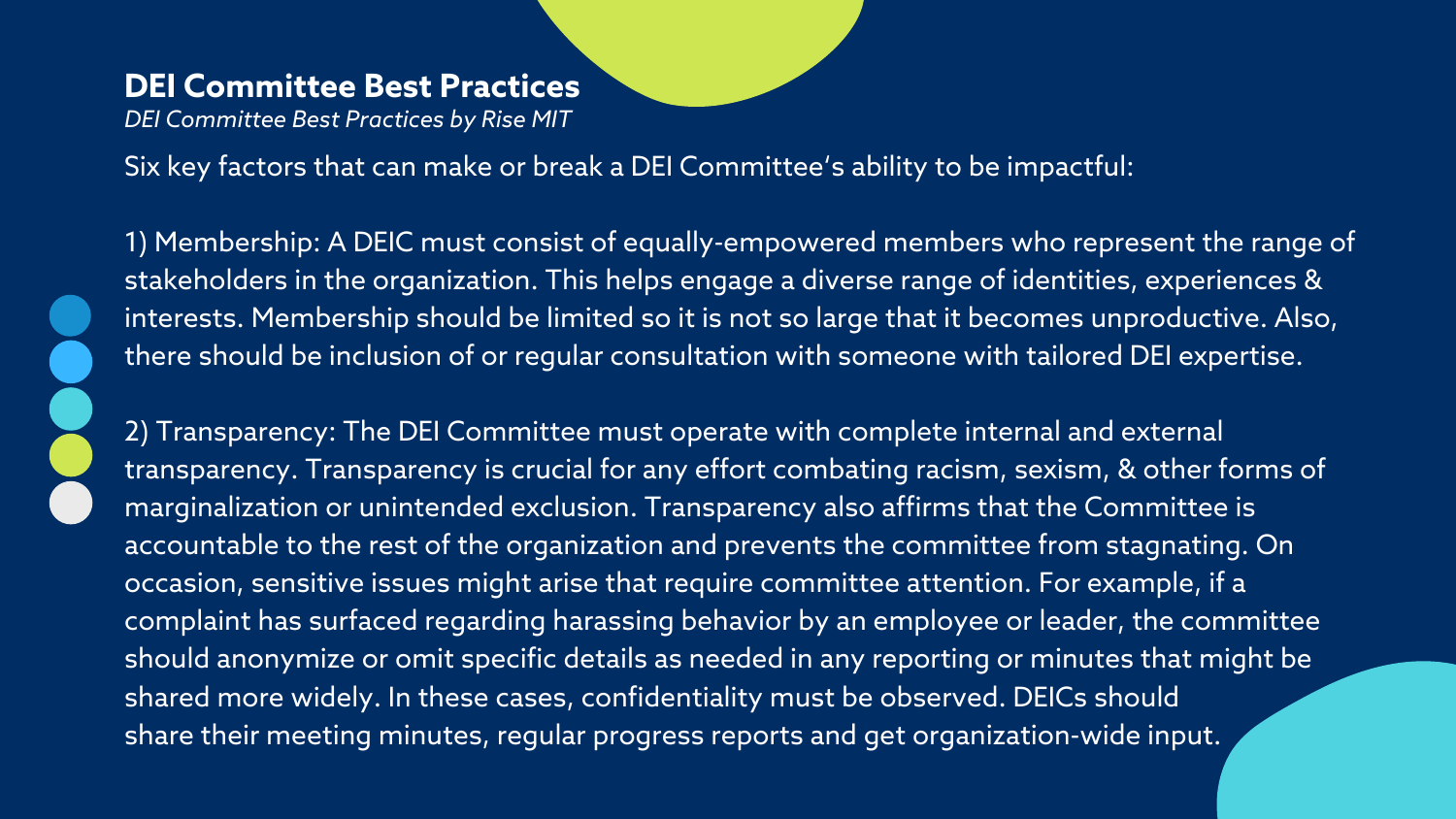# DEI Committee Best Practices

*DEI Committee Best Practices by Rise MIT*

Six key factors that can make or break a DEI Committee's ability to be impactful:

1) Membership: A DEIC must consist of equally-empowered members who represent the range of stakeholders in the organization. This helps engage a diverse range of identities, experiences & interests. Membership should be limited so it is not so large that it becomes unproductive. Also, there should be inclusion of or regular consultation with someone with tailored DEI expertise.

2) Transparency: The DEI Committee must operate with complete internal and external transparency. Transparency is crucial for any effort combating racism, sexism, & other forms of marginalization or unintended exclusion. Transparency also affirms that the Committee is accountable to the rest of the organization and prevents the committee from stagnating. On occasion, sensitive issues might arise that require committee attention. For example, if a complaint has surfaced regarding harassing behavior by an employee or leader, the committee should anonymize or omit specific details as needed in any reporting or minutes that might be shared more widely. In these cases, confidentiality must be observed. DEICs should share their meeting minutes, regular progress reports and get organization-wide input.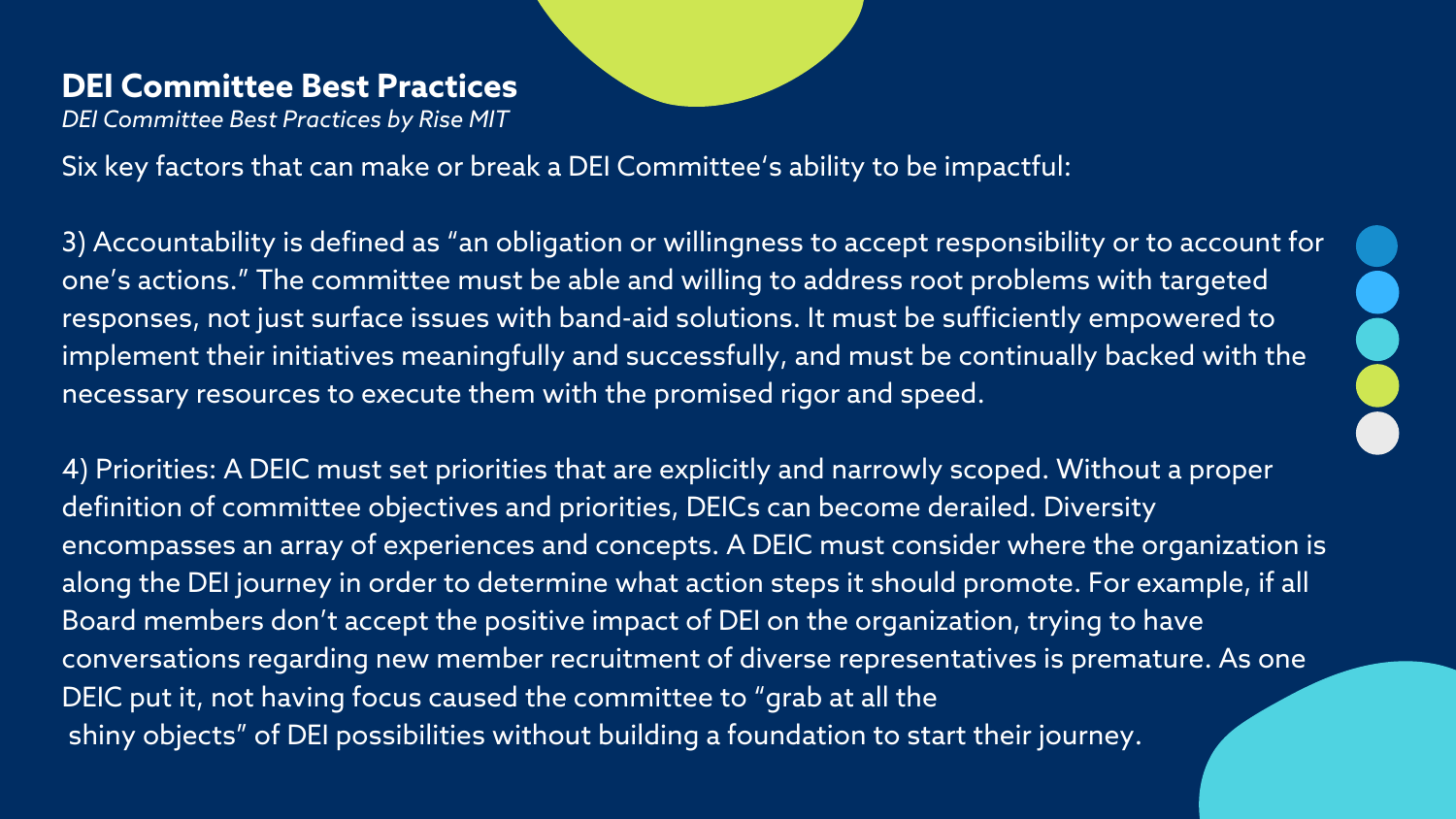## DEI Committee Best Practices

*DEI Committee Best Practices by Rise MIT*

Six key factors that can make or break a DEI Committee's ability to be impactful:

3) Accountability is defined as "an obligation or willingness to accept responsibility or to account for one's actions." The committee must be able and willing to address root problems with targeted responses, not just surface issues with band-aid solutions. It must be sufficiently empowered to implement their initiatives meaningfully and successfully, and must be continually backed with the necessary resources to execute them with the promised rigor and speed.

4) Priorities: A DEIC must set priorities that are explicitly and narrowly scoped. Without a proper definition of committee objectives and priorities, DEICs can become derailed. Diversity encompasses an array of experiences and concepts. A DEIC must consider where the organization is along the DEI journey in order to determine what action steps it should promote. For example, if all Board members don't accept the positive impact of DEI on the organization, trying to have conversations regarding new member recruitment of diverse representatives is premature. As one DEIC put it, not having focus caused the committee to "grab at all the shiny objects" of DEI possibilities without building a foundation to start their journey.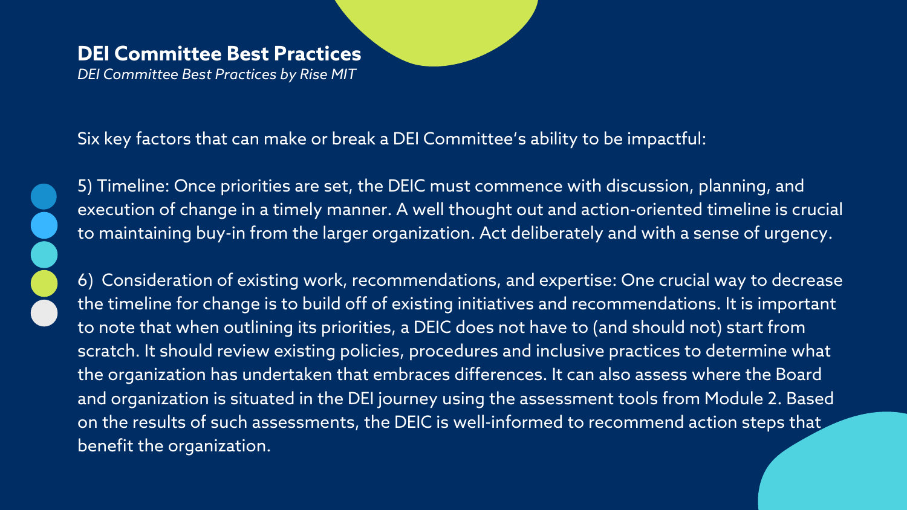## DEI Committee Best Practices

*DEI Committee Best Practices by Rise MIT*

Six key factors that can make or break a DEI Committee's ability to be impactful:

5) Timeline: Once priorities are set, the DEIC must commence with discussion, planning, and execution of change in a timely manner. A well thought out and action-oriented timeline is crucial to maintaining buy-in from the larger organization. Act deliberately and with a sense of urgency.

6) Consideration of existing work, recommendations, and expertise: One crucial way to decrease the timeline for change is to build off of existing initiatives and recommendations. It is important to note that when outlining its priorities, a DEIC does not have to (and should not) start from scratch. It should review existing policies, procedures and inclusive practices to determine what the organization has undertaken that embraces differences. It can also assess where the Board and organization is situated in the DEI journey using the assessment tools from Module 2. Based on the results of such assessments, the DEIC is well-informed to recommend action steps that benefit the organization.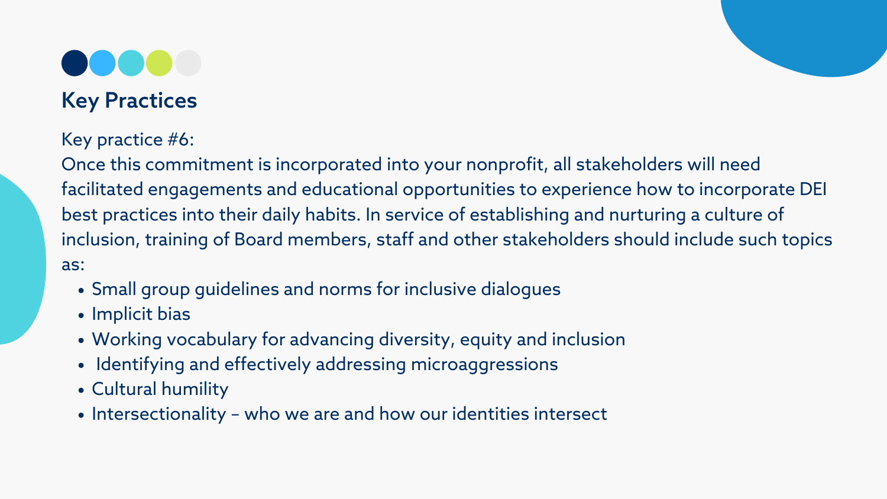## Key Practices

Key practice #6:
Once this commitment is incorporated into your nonprofit, all stakeholders will need facilitated engagements and educational opportunities to experience how to incorporate DEI best practices into their daily habits. In service of establishing and nurturing a culture of inclusion, training of Board members, staff and other stakeholders should include such topics as:

- Small group guidelines and norms for inclusive dialogues
- Implicit bias
- Working vocabulary for advancing diversity, equity and inclusion
- Identifying and effectively addressing microaggressions
- Cultural humility
- Intersectionality – who we are and how our identities intersect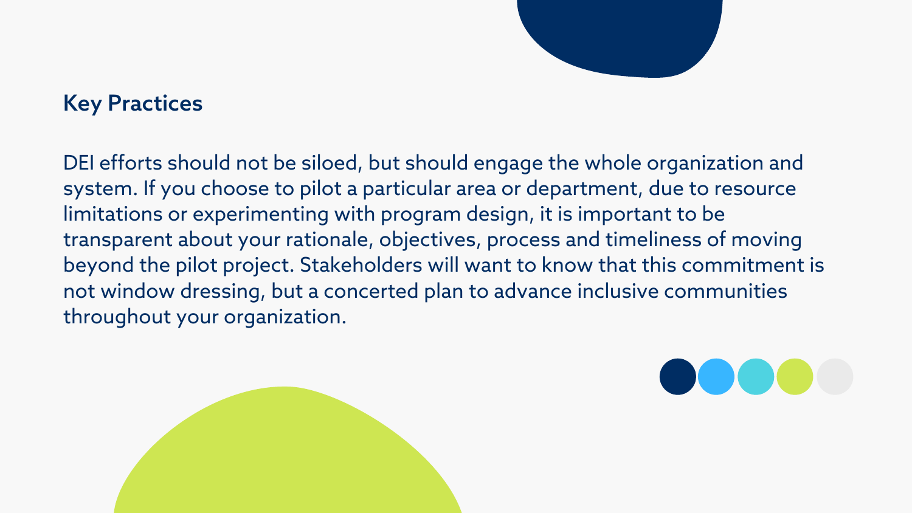## Key Practices

DEI efforts should not be siloed, but should engage the whole organization and system. If you choose to pilot a particular area or department, due to resource limitations or experimenting with program design, it is important to be transparent about your rationale, objectives, process and timeliness of moving beyond the pilot project. Stakeholders will want to know that this commitment is not window dressing, but a concerted plan to advance inclusive communities throughout your organization.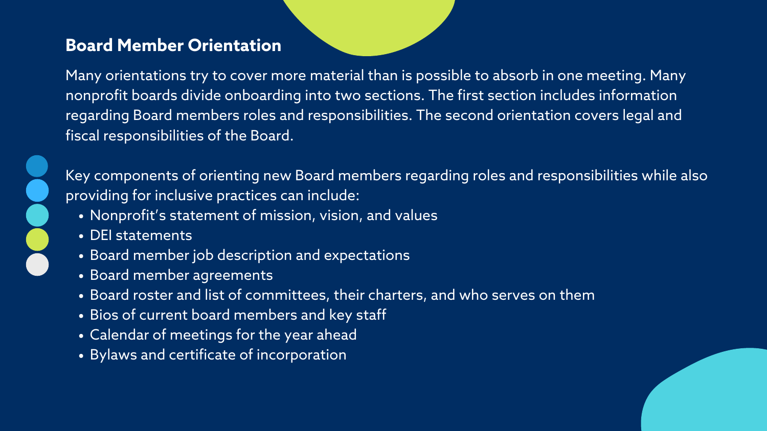## Board Member Orientation

Many orientations try to cover more material than is possible to absorb in one meeting. Many nonprofit boards divide onboarding into two sections. The first section includes information regarding Board members roles and responsibilities. The second orientation covers legal and fiscal responsibilities of the Board.

Key components of orienting new Board members regarding roles and responsibilities while also providing for inclusive practices can include:

- Nonprofit's statement of mission, vision, and values
- DEI statements
- Board member job description and expectations
- Board member agreements
- Board roster and list of committees, their charters, and who serves on them
- Bios of current board members and key staff
- Calendar of meetings for the year ahead
- Bylaws and certificate of incorporation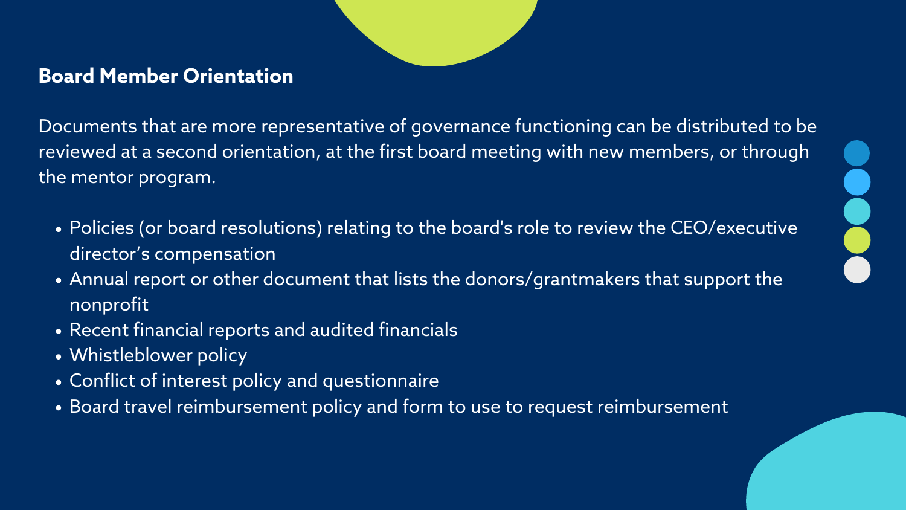## Board Member Orientation

Documents that are more representative of governance functioning can be distributed to be reviewed at a second orientation, at the first board meeting with new members, or through the mentor program.

- Policies (or board resolutions) relating to the board's role to review the CEO/executive director's compensation
- Annual report or other document that lists the donors/grantmakers that support the nonprofit
- Recent financial reports and audited financials
- Whistleblower policy
- Conflict of interest policy and questionnaire
- Board travel reimbursement policy and form to use to request reimbursement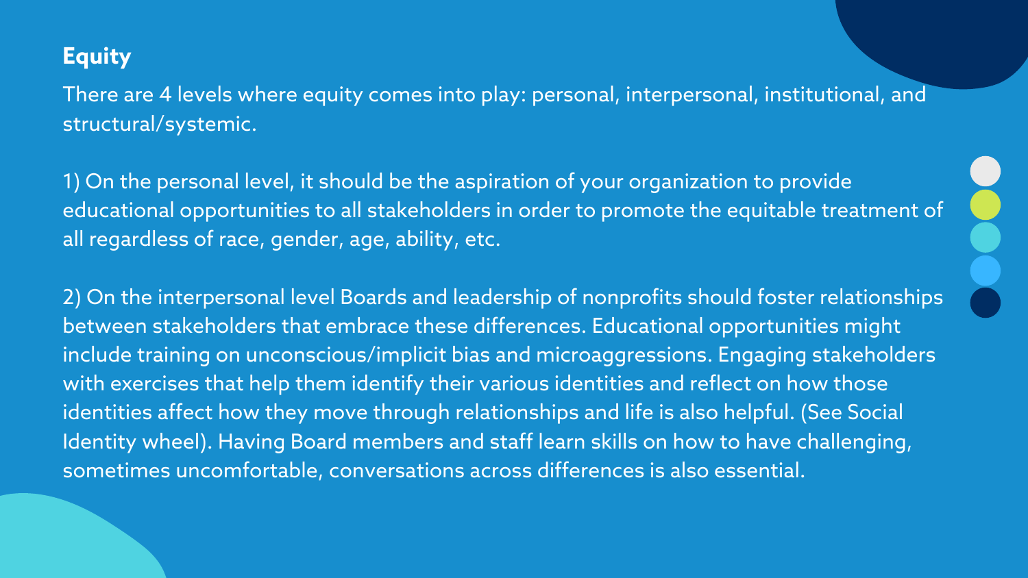## Equity

There are 4 levels where equity comes into play: personal, interpersonal, institutional, and structural/systemic.

1) On the personal level, it should be the aspiration of your organization to provide educational opportunities to all stakeholders in order to promote the equitable treatment of all regardless of race, gender, age, ability, etc.

2) On the interpersonal level Boards and leadership of nonprofits should foster relationships between stakeholders that embrace these differences. Educational opportunities might include training on unconscious/implicit bias and microaggressions. Engaging stakeholders with exercises that help them identify their various identities and reflect on how those identities affect how they move through relationships and life is also helpful. (See Social Identity wheel). Having Board members and staff learn skills on how to have challenging, sometimes uncomfortable, conversations across differences is also essential.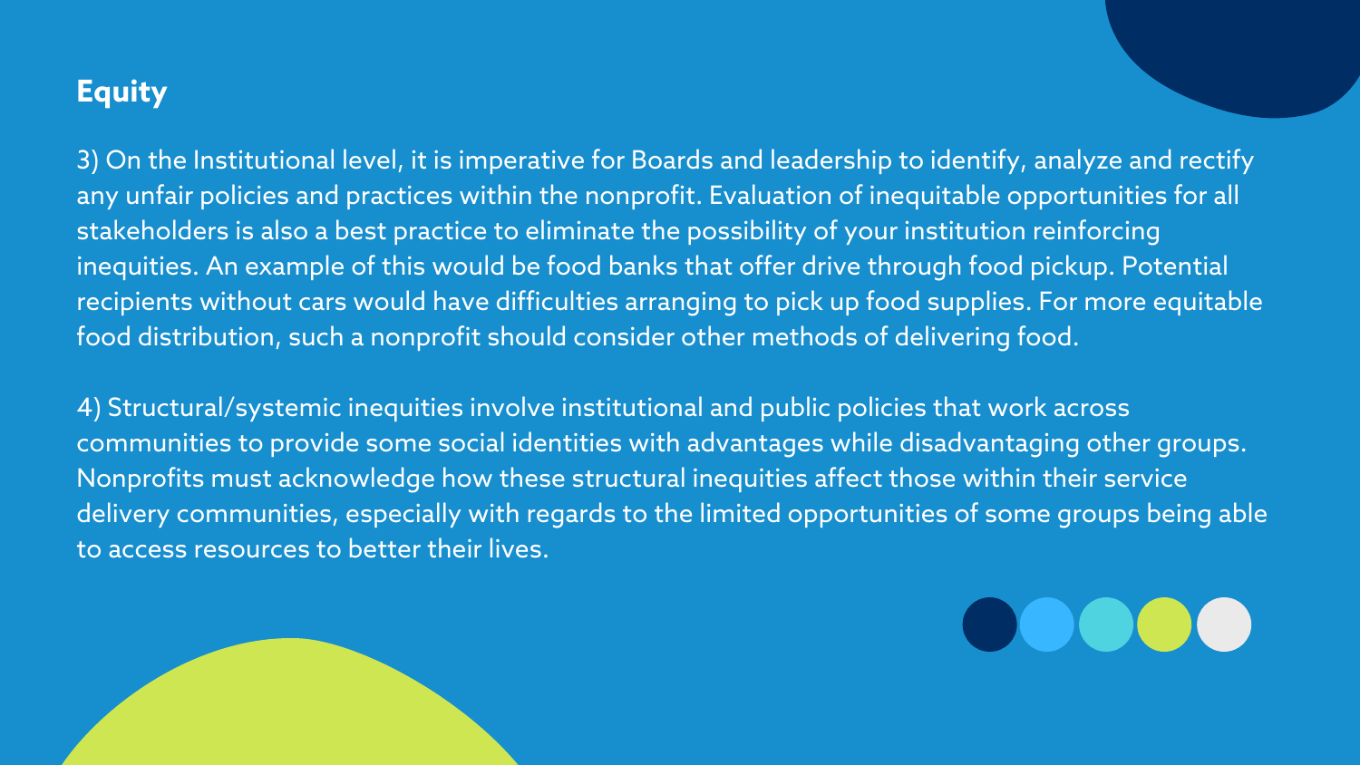## Equity

3) On the Institutional level, it is imperative for Boards and leadership to identify, analyze and rectify any unfair policies and practices within the nonprofit. Evaluation of inequitable opportunities for all stakeholders is also a best practice to eliminate the possibility of your institution reinforcing inequities. An example of this would be food banks that offer drive through food pickup. Potential recipients without cars would have difficulties arranging to pick up food supplies. For more equitable food distribution, such a nonprofit should consider other methods of delivering food.

4) Structural/systemic inequities involve institutional and public policies that work across communities to provide some social identities with advantages while disadvantaging other groups. Nonprofits must acknowledge how these structural inequities affect those within their service delivery communities, especially with regards to the limited opportunities of some groups being able to access resources to better their lives.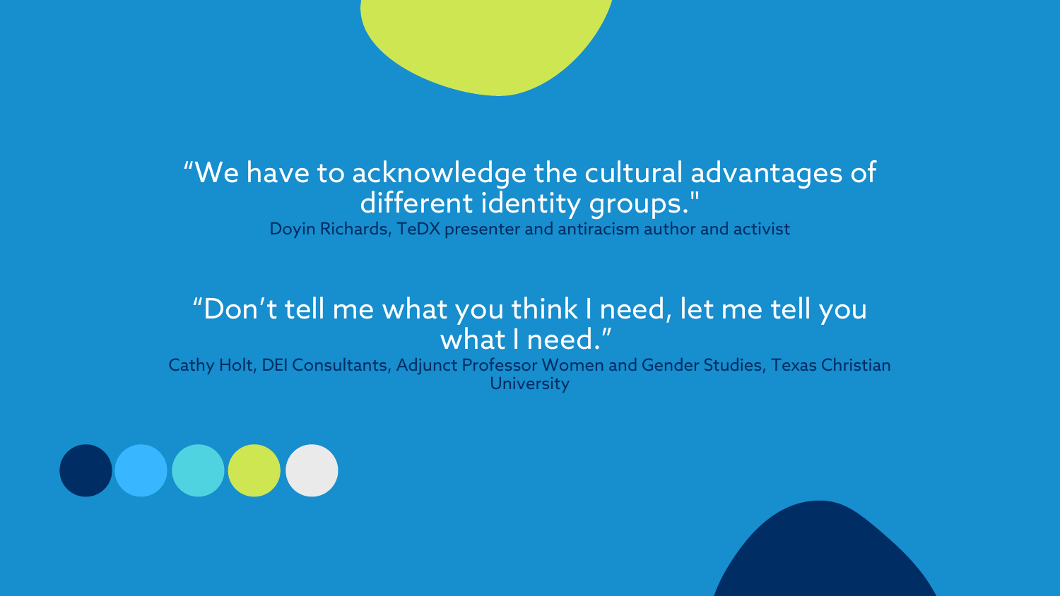"We have to acknowledge the cultural advantages of different identity groups."

Doyin Richards, TeDX presenter and antiracism author and activist

"Don't tell me what you think I need, let me tell you what I need."

Cathy Holt, DEI Consultants, Adjunct Professor Women and Gender Studies, Texas Christian University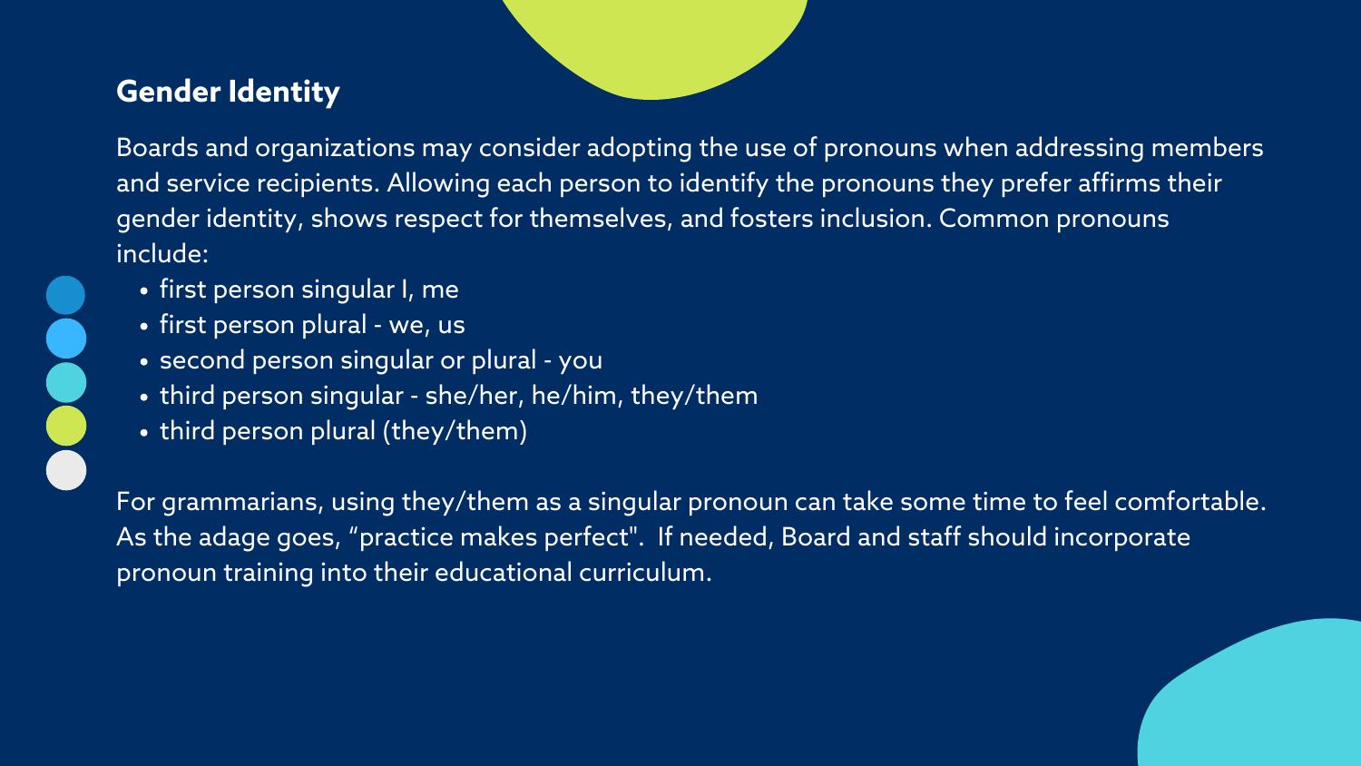## Gender Identity

Boards and organizations may consider adopting the use of pronouns when addressing members and service recipients. Allowing each person to identify the pronouns they prefer affirms their gender identity, shows respect for themselves, and fosters inclusion. Common pronouns include:

- first person singular I, me
- first person plural - we, us
- second person singular or plural - you
- third person singular - she/her, he/him, they/them
- third person plural (they/them)

For grammarians, using they/them as a singular pronoun can take some time to feel comfortable. As the adage goes, "practice makes perfect". If needed, Board and staff should incorporate pronoun training into their educational curriculum.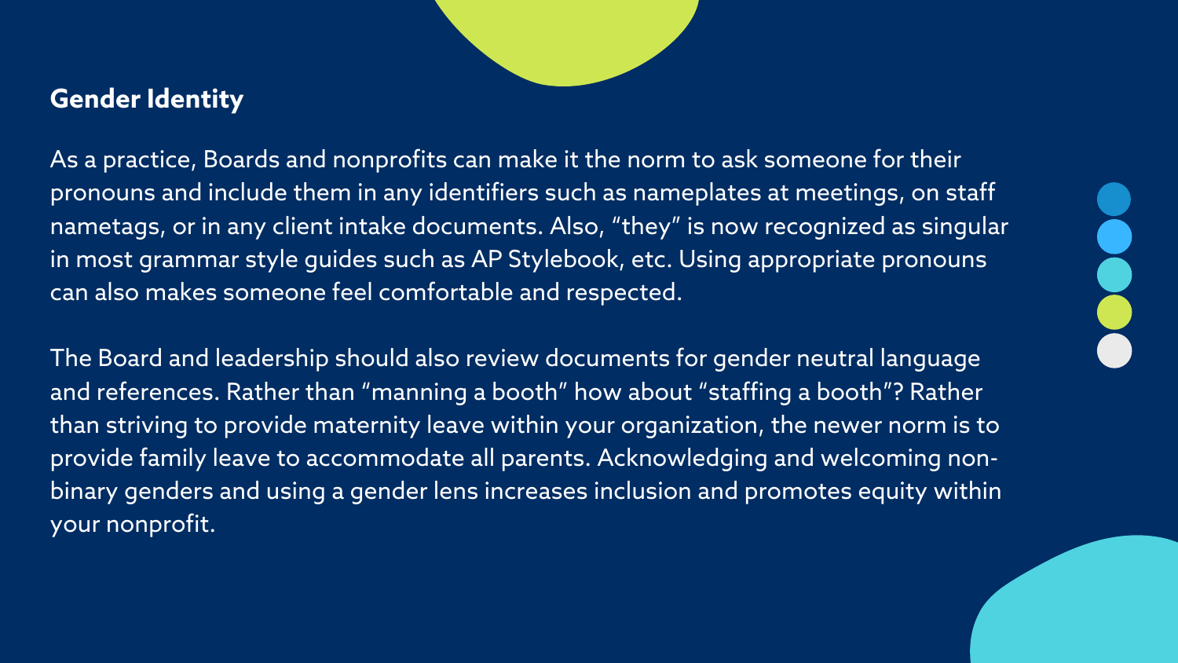## Gender Identity

As a practice, Boards and nonprofits can make it the norm to ask someone for their pronouns and include them in any identifiers such as nameplates at meetings, on staff nametags, or in any client intake documents. Also, “they” is now recognized as singular in most grammar style guides such as AP Stylebook, etc. Using appropriate pronouns can also makes someone feel comfortable and respected.

The Board and leadership should also review documents for gender neutral language and references. Rather than “manning a booth” how about “staffing a booth”? Rather than striving to provide maternity leave within your organization, the newer norm is to provide family leave to accommodate all parents. Acknowledging and welcoming non-binary genders and using a gender lens increases inclusion and promotes equity within your nonprofit.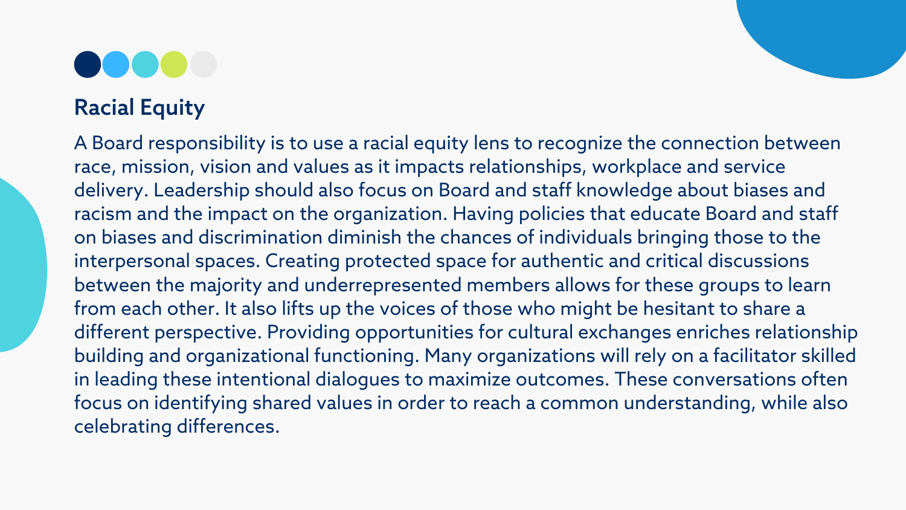## Racial Equity

A Board responsibility is to use a racial equity lens to recognize the connection between race, mission, vision and values as it impacts relationships, workplace and service delivery. Leadership should also focus on Board and staff knowledge about biases and racism and the impact on the organization. Having policies that educate Board and staff on biases and discrimination diminish the chances of individuals bringing those to the interpersonal spaces. Creating protected space for authentic and critical discussions between the majority and underrepresented members allows for these groups to learn from each other. It also lifts up the voices of those who might be hesitant to share a different perspective. Providing opportunities for cultural exchanges enriches relationship building and organizational functioning. Many organizations will rely on a facilitator skilled in leading these intentional dialogues to maximize outcomes. These conversations often focus on identifying shared values in order to reach a common understanding, while also celebrating differences.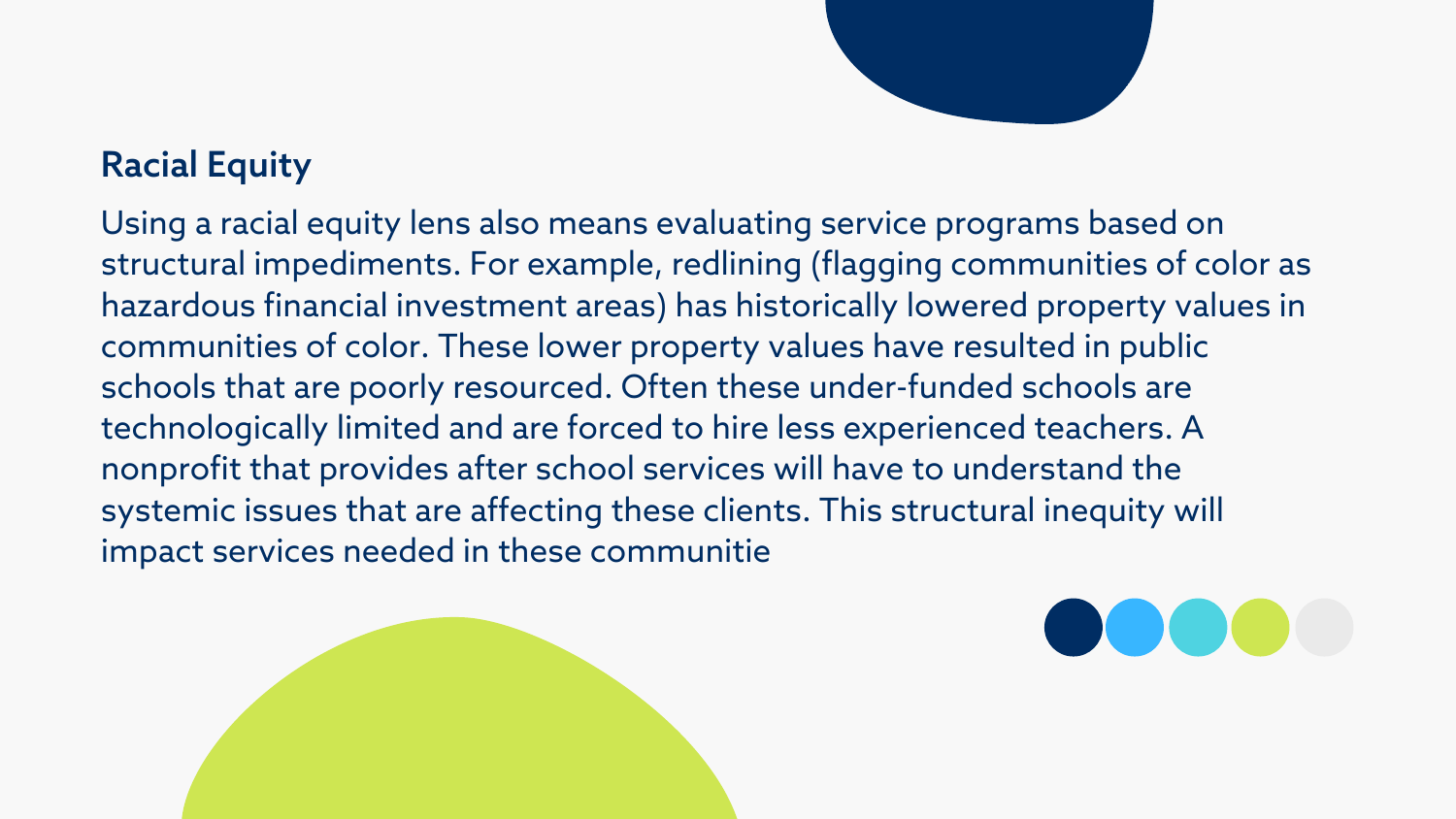## Racial Equity

Using a racial equity lens also means evaluating service programs based on structural impediments. For example, redlining (flagging communities of color as hazardous financial investment areas) has historically lowered property values in communities of color. These lower property values have resulted in public schools that are poorly resourced. Often these under-funded schools are technologically limited and are forced to hire less experienced teachers. A nonprofit that provides after school services will have to understand the systemic issues that are affecting these clients. This structural inequity will impact services needed in these communitie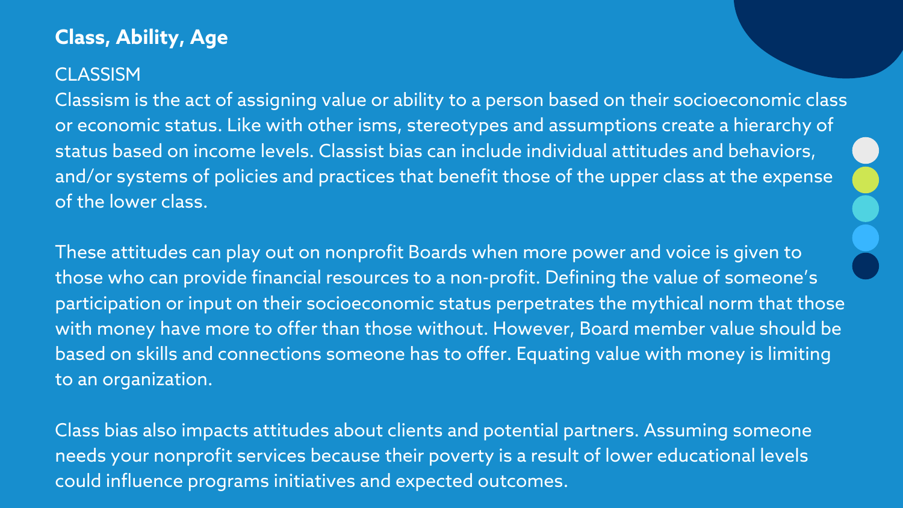## Class, Ability, Age

### CLASSISM

Classism is the act of assigning value or ability to a person based on their socioeconomic class or economic status. Like with other isms, stereotypes and assumptions create a hierarchy of status based on income levels. Classist bias can include individual attitudes and behaviors, and/or systems of policies and practices that benefit those of the upper class at the expense of the lower class.

These attitudes can play out on nonprofit Boards when more power and voice is given to those who can provide financial resources to a non-profit. Defining the value of someone's participation or input on their socioeconomic status perpetrates the mythical norm that those with money have more to offer than those without. However, Board member value should be based on skills and connections someone has to offer. Equating value with money is limiting to an organization.

Class bias also impacts attitudes about clients and potential partners. Assuming someone needs your nonprofit services because their poverty is a result of lower educational levels could influence programs initiatives and expected outcomes.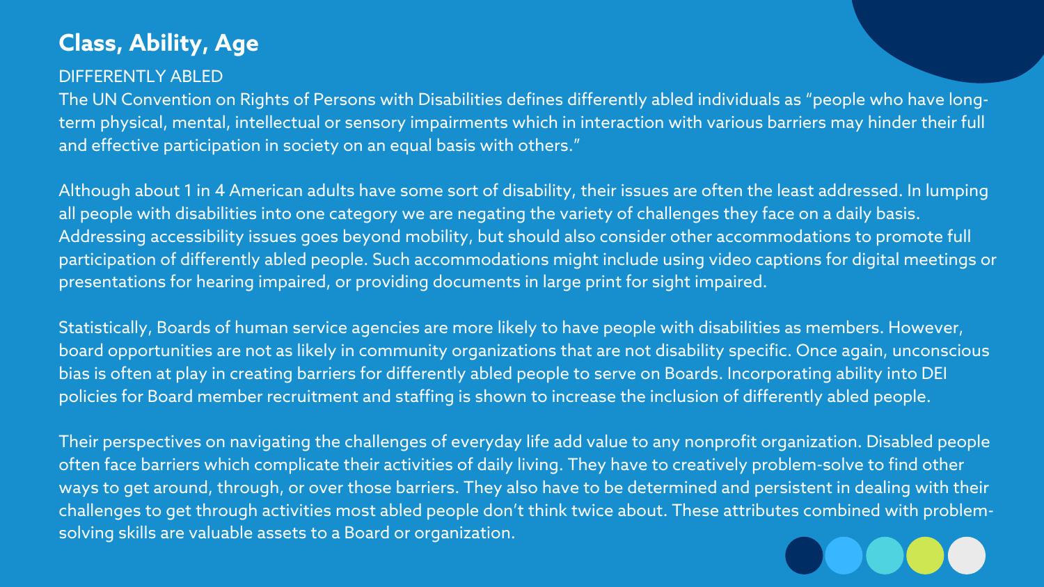## Class, Ability, Age

### DIFFERENTLY ABLED

The UN Convention on Rights of Persons with Disabilities defines differently abled individuals as "people who have long-term physical, mental, intellectual or sensory impairments which in interaction with various barriers may hinder their full and effective participation in society on an equal basis with others."

Although about 1 in 4 American adults have some sort of disability, their issues are often the least addressed. In lumping all people with disabilities into one category we are negating the variety of challenges they face on a daily basis. Addressing accessibility issues goes beyond mobility, but should also consider other accommodations to promote full participation of differently abled people. Such accommodations might include using video captions for digital meetings or presentations for hearing impaired, or providing documents in large print for sight impaired.

Statistically, Boards of human service agencies are more likely to have people with disabilities as members. However, board opportunities are not as likely in community organizations that are not disability specific. Once again, unconscious bias is often at play in creating barriers for differently abled people to serve on Boards. Incorporating ability into DEI policies for Board member recruitment and staffing is shown to increase the inclusion of differently abled people.

Their perspectives on navigating the challenges of everyday life add value to any nonprofit organization. Disabled people often face barriers which complicate their activities of daily living. They have to creatively problem-solve to find other ways to get around, through, or over those barriers. They also have to be determined and persistent in dealing with their challenges to get through activities most abled people don't think twice about. These attributes combined with problem-solving skills are valuable assets to a Board or organization.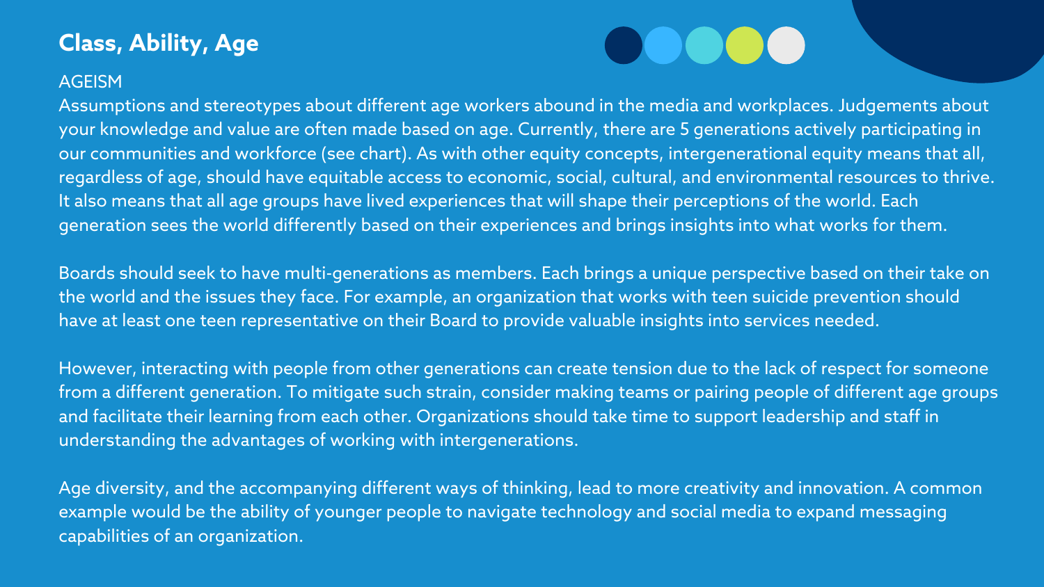## Class, Ability, Age

### AGEISM

Assumptions and stereotypes about different age workers abound in the media and workplaces. Judgements about your knowledge and value are often made based on age. Currently, there are 5 generations actively participating in our communities and workforce (see chart). As with other equity concepts, intergenerational equity means that all, regardless of age, should have equitable access to economic, social, cultural, and environmental resources to thrive. It also means that all age groups have lived experiences that will shape their perceptions of the world. Each generation sees the world differently based on their experiences and brings insights into what works for them.

Boards should seek to have multi-generations as members. Each brings a unique perspective based on their take on the world and the issues they face. For example, an organization that works with teen suicide prevention should have at least one teen representative on their Board to provide valuable insights into services needed.

However, interacting with people from other generations can create tension due to the lack of respect for someone from a different generation. To mitigate such strain, consider making teams or pairing people of different age groups and facilitate their learning from each other. Organizations should take time to support leadership and staff in understanding the advantages of working with intergenerations.

Age diversity, and the accompanying different ways of thinking, lead to more creativity and innovation. A common example would be the ability of younger people to navigate technology and social media to expand messaging capabilities of an organization.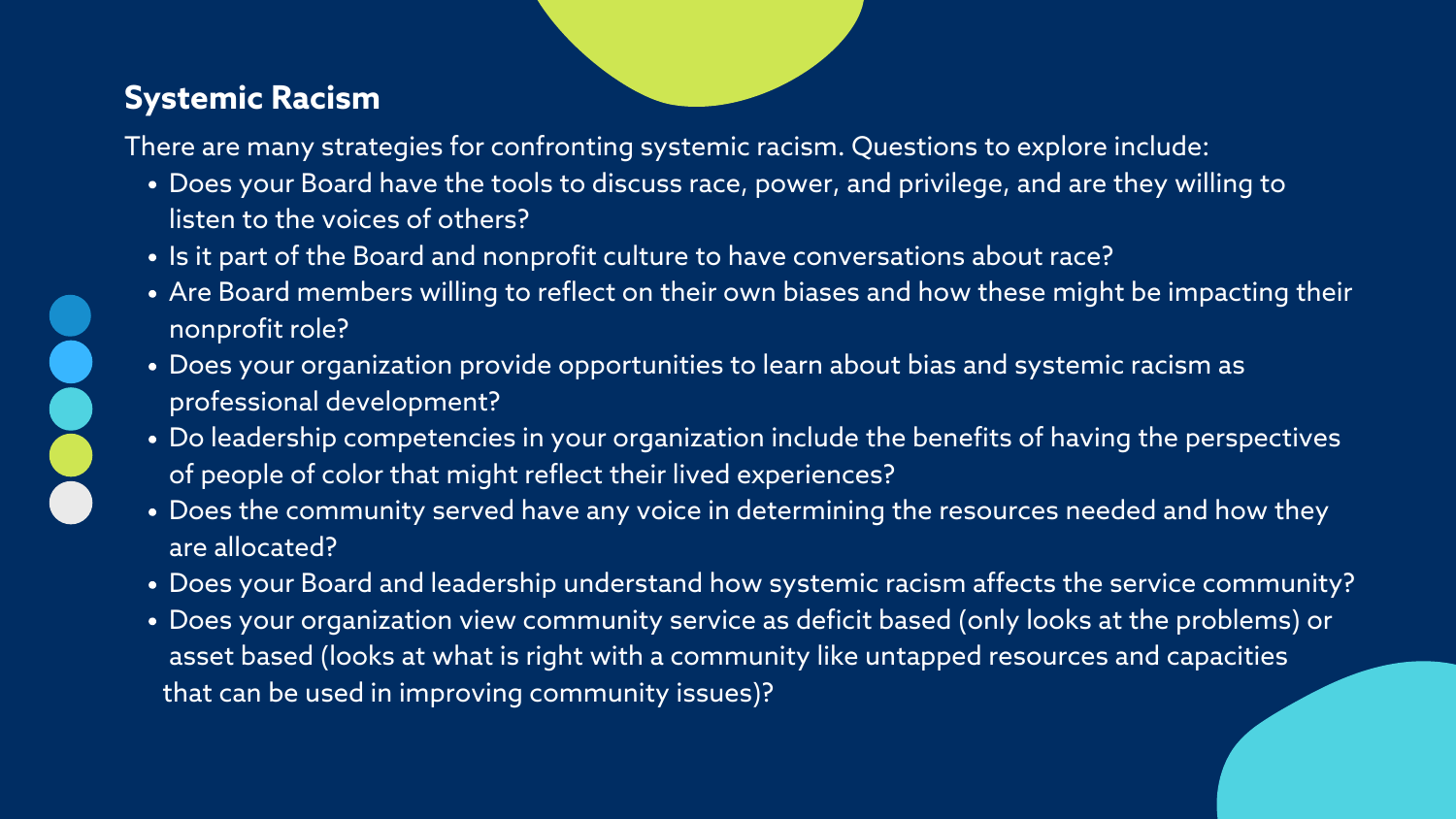## Systemic Racism

There are many strategies for confronting systemic racism. Questions to explore include:

- Does your Board have the tools to discuss race, power, and privilege, and are they willing to listen to the voices of others?
- Is it part of the Board and nonprofit culture to have conversations about race?
- Are Board members willing to reflect on their own biases and how these might be impacting their nonprofit role?
- Does your organization provide opportunities to learn about bias and systemic racism as professional development?
- Do leadership competencies in your organization include the benefits of having the perspectives of people of color that might reflect their lived experiences?
- Does the community served have any voice in determining the resources needed and how they are allocated?
- Does your Board and leadership understand how systemic racism affects the service community?
- Does your organization view community service as deficit based (only looks at the problems) or asset based (looks at what is right with a community like untapped resources and capacities that can be used in improving community issues)?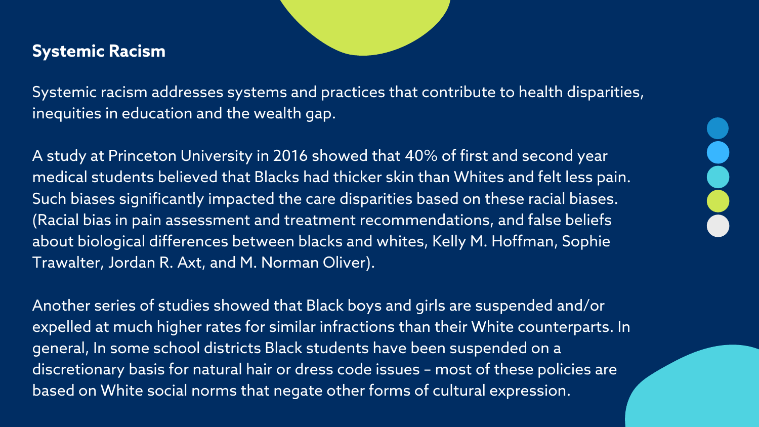## Systemic Racism

Systemic racism addresses systems and practices that contribute to health disparities, inequities in education and the wealth gap.

A study at Princeton University in 2016 showed that 40% of first and second year medical students believed that Blacks had thicker skin than Whites and felt less pain. Such biases significantly impacted the care disparities based on these racial biases. (Racial bias in pain assessment and treatment recommendations, and false beliefs about biological differences between blacks and whites, Kelly M. Hoffman, Sophie Trawalter, Jordan R. Axt, and M. Norman Oliver).

Another series of studies showed that Black boys and girls are suspended and/or expelled at much higher rates for similar infractions than their White counterparts. In general, In some school districts Black students have been suspended on a discretionary basis for natural hair or dress code issues – most of these policies are based on White social norms that negate other forms of cultural expression.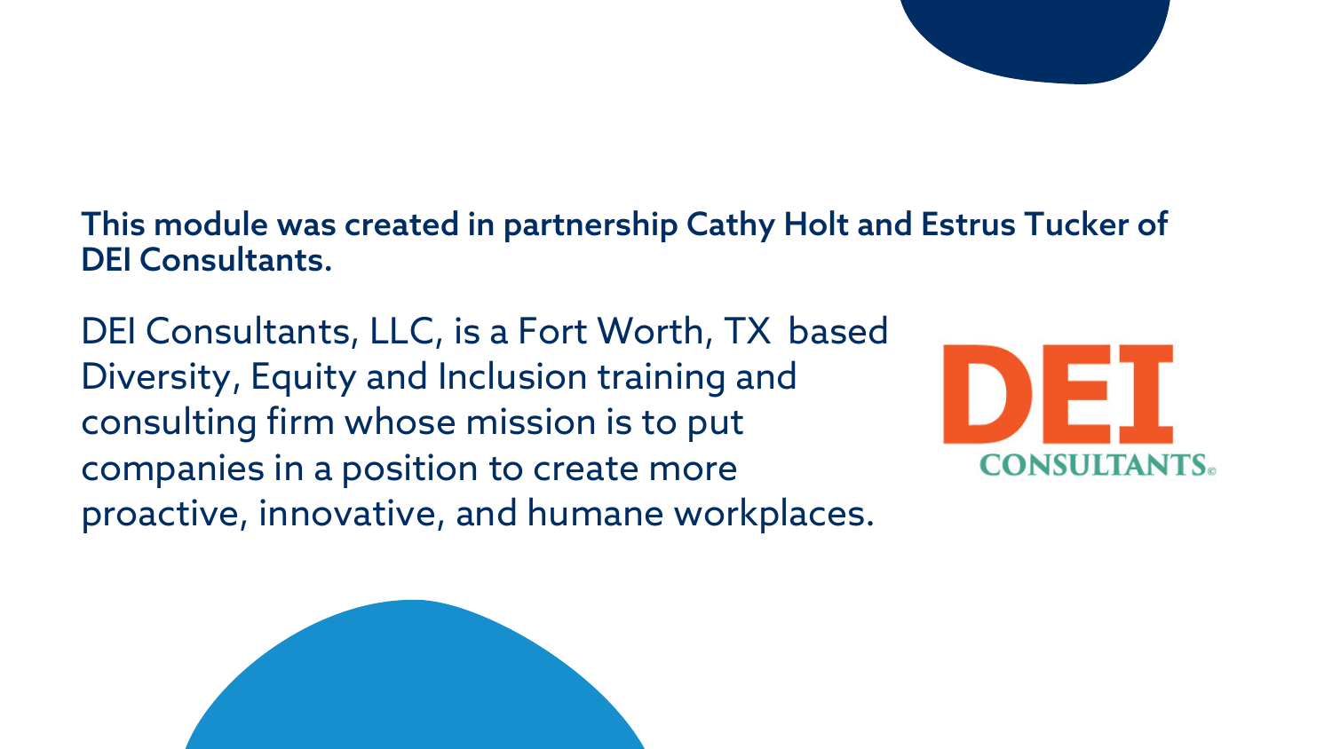**This module was created in partnership Cathy Holt and Estrus Tucker of DEI Consultants.**

DEI Consultants, LLC, is a Fort Worth, TX based Diversity, Equity and Inclusion training and consulting firm whose mission is to put companies in a position to create more proactive, innovative, and humane workplaces.